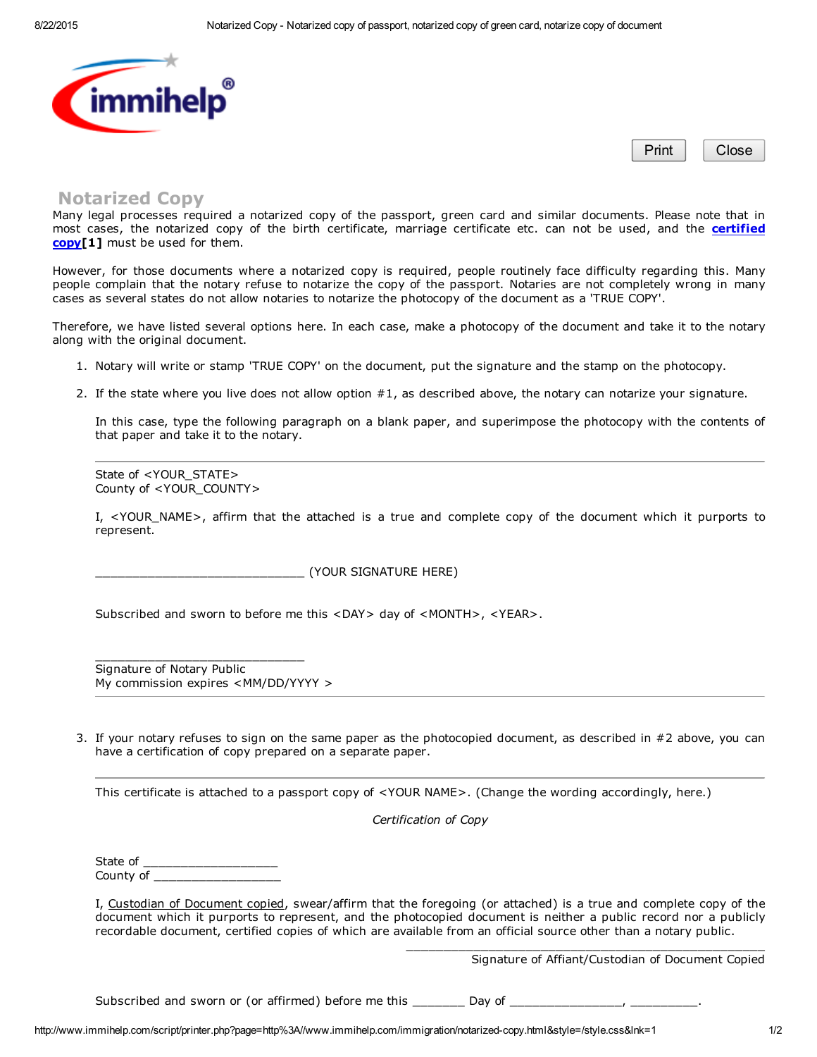immihelp®

## Notarized Copy

Many legal processes required a notarized copy of the passport, green card and similar documents. Please note that in most cases, the notarized copy of the birth certificate, marriage certificate etc. can not be used, and the **certified copy[1]** must be used for them.

However, for those documents where a notarized copy is required, people routinely face difficulty regarding this. Many people complain that the notary refuse to notarize the copy of the passport. Notaries are not completely wrong in many cases as several states do not allow notaries to notarize the photocopy of the document as a 'TRUE COPY'.

Therefore, we have listed several options here. In each case, make a photocopy of the document and take it to the notary along with the original document.

1. Notary will write or stamp 'TRUE COPY' on the document, put the signature and the stamp on the photocopy.
2. If the state where you live does not allow option #1, as described above, the notary can notarize your signature.

   In this case, type the following paragraph on a blank paper, and superimpose the photocopy with the contents of that paper and take it to the notary.

   ---

   State of <YOUR_STATE>
   County of <YOUR_COUNTY>

   I, <YOUR_NAME>, affirm that the attached is a true and complete copy of the document which it purports to represent.

   ______________________________ (YOUR SIGNATURE HERE)

   Subscribed and sworn to before me this <DAY> day of <MONTH>, <YEAR>.

   ______________________________
   Signature of Notary Public
   My commission expires <MM/DD/YYYY >

   ---

3. If your notary refuses to sign on the same paper as the photocopied document, as described in #2 above, you can have a certification of copy prepared on a separate paper.

   ---

   This certificate is attached to a passport copy of <YOUR NAME>. (Change the wording accordingly, here.)

   *Certification of Copy*

   State of ____________________
   County of ___________________

   I, Custodian of Document copied, swear/affirm that the foregoing (or attached) is a true and complete copy of the document which it purports to represent, and the photocopied document is neither a public record nor a publicly recordable document, certified copies of which are available from an official source other than a notary public.

   ______________________________________________
   Signature of Affiant/Custodian of Document Copied

   Subscribed and sworn or (or affirmed) before me this _______ Day of ________________, __________.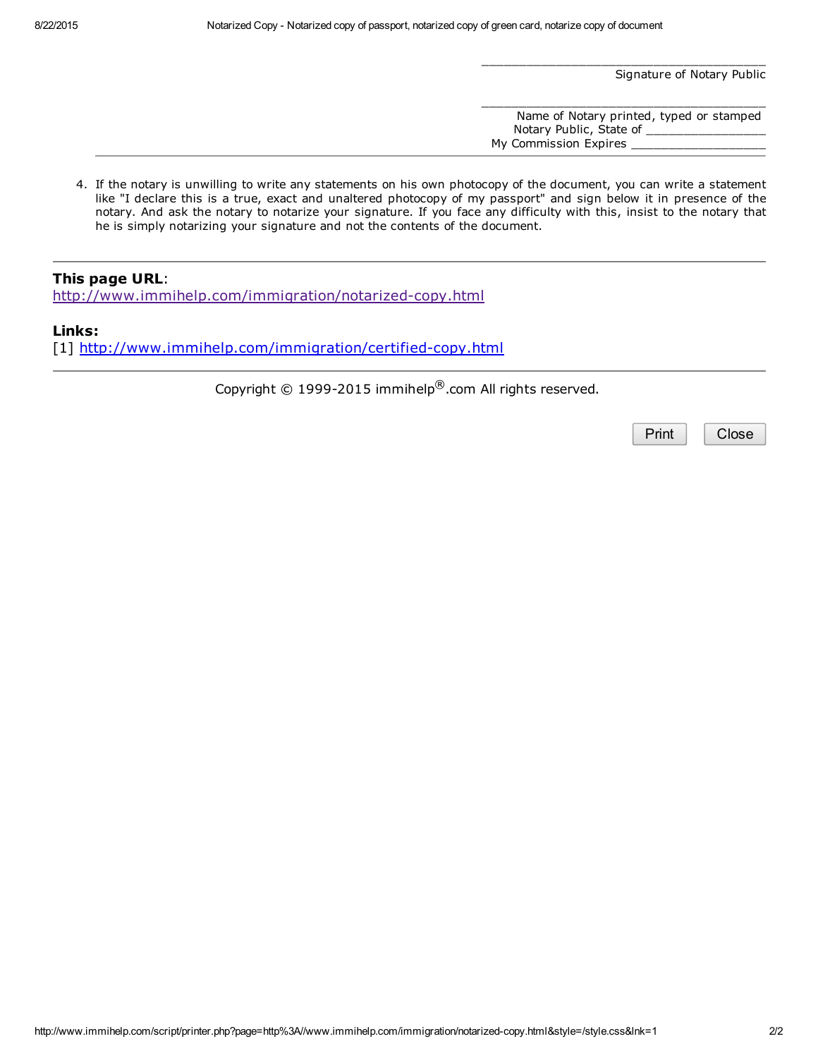\_\_\_\_\_\_\_\_\_\_\_\_\_\_\_\_\_\_\_\_\_\_\_\_\_\_\_\_\_\_\_\_\_\_\_\_\_\_\_\_\_\_\_
Signature of Notary Public

\_\_\_\_\_\_\_\_\_\_\_\_\_\_\_\_\_\_\_\_\_\_\_\_\_\_\_\_\_\_\_\_\_\_\_\_\_\_\_\_\_\_\_
Name of Notary printed, typed or stamped
Notary Public, State of \_\_\_\_\_\_\_\_\_\_\_\_\_\_\_\_\_\_
My Commission Expires \_\_\_\_\_\_\_\_\_\_\_\_\_\_\_\_\_\_\_\_

---

4. If the notary is unwilling to write any statements on his own photocopy of the document, you can write a statement like "I declare this is a true, exact and unaltered photocopy of my passport" and sign below it in presence of the notary. And ask the notary to notarize your signature. If you face any difficulty with this, insist to the notary that he is simply notarizing your signature and not the contents of the document.

---

**This page URL**:
http://www.immihelp.com/immigration/notarized-copy.html

**Links:**
[1] http://www.immihelp.com/immigration/certified-copy.html

---

Copyright © 1999-2015 immihelp®.com All rights reserved.

Print Close